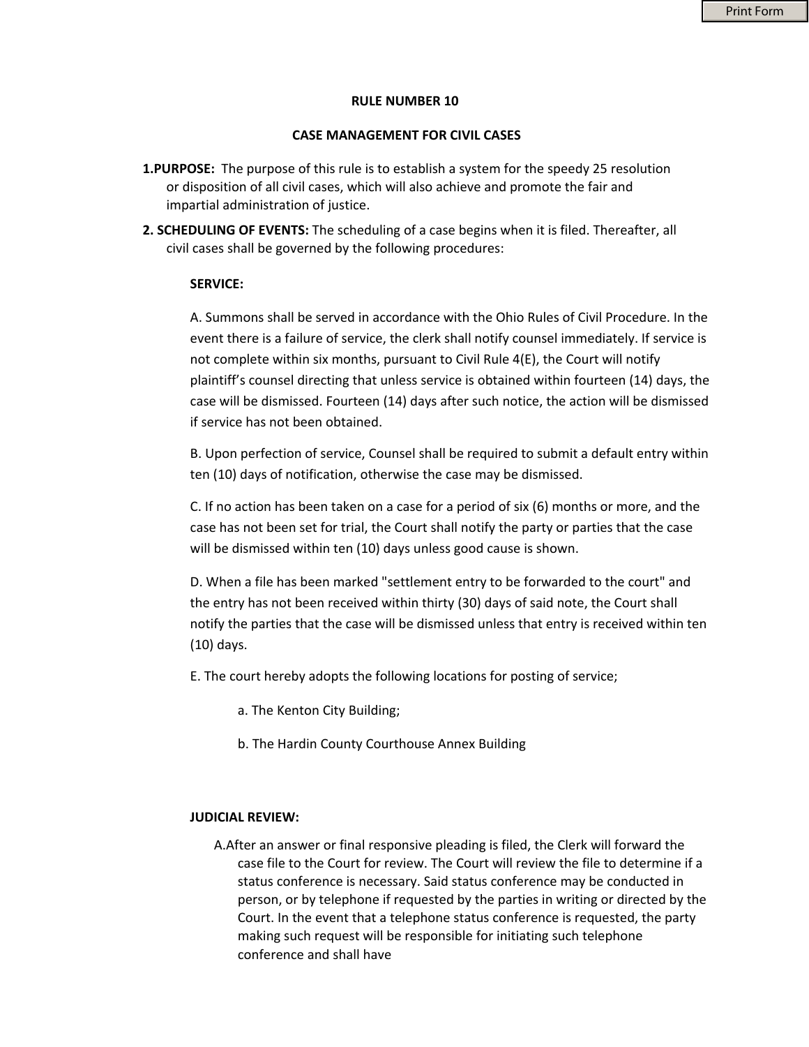# RULE NUMBER 10

## CASE MANAGEMENT FOR CIVIL CASES

**1.PURPOSE:** The purpose of this rule is to establish a system for the speedy 25 resolution or disposition of all civil cases, which will also achieve and promote the fair and impartial administration of justice.

**2. SCHEDULING OF EVENTS:** The scheduling of a case begins when it is filed. Thereafter, all civil cases shall be governed by the following procedures:

**SERVICE:**

A. Summons shall be served in accordance with the Ohio Rules of Civil Procedure. In the event there is a failure of service, the clerk shall notify counsel immediately. If service is not complete within six months, pursuant to Civil Rule 4(E), the Court will notify plaintiff's counsel directing that unless service is obtained within fourteen (14) days, the case will be dismissed. Fourteen (14) days after such notice, the action will be dismissed if service has not been obtained.

B. Upon perfection of service, Counsel shall be required to submit a default entry within ten (10) days of notification, otherwise the case may be dismissed.

C. If no action has been taken on a case for a period of six (6) months or more, and the case has not been set for trial, the Court shall notify the party or parties that the case will be dismissed within ten (10) days unless good cause is shown.

D. When a file has been marked "settlement entry to be forwarded to the court" and the entry has not been received within thirty (30) days of said note, the Court shall notify the parties that the case will be dismissed unless that entry is received within ten (10) days.

E. The court hereby adopts the following locations for posting of service;

a. The Kenton City Building;

b. The Hardin County Courthouse Annex Building

**JUDICIAL REVIEW:**

A.After an answer or final responsive pleading is filed, the Clerk will forward the case file to the Court for review. The Court will review the file to determine if a status conference is necessary. Said status conference may be conducted in person, or by telephone if requested by the parties in writing or directed by the Court. In the event that a telephone status conference is requested, the party making such request will be responsible for initiating such telephone conference and shall have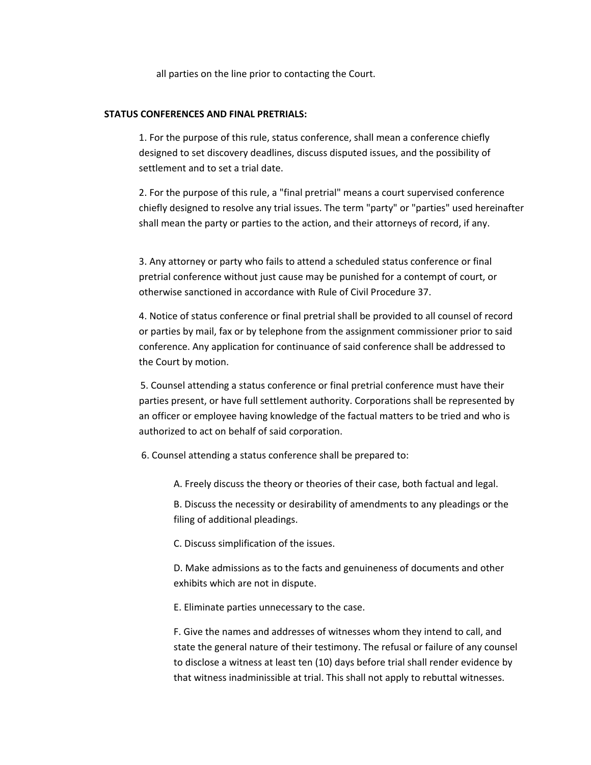all parties on the line prior to contacting the Court.

**STATUS CONFERENCES AND FINAL PRETRIALS:**

1. For the purpose of this rule, status conference, shall mean a conference chiefly designed to set discovery deadlines, discuss disputed issues, and the possibility of settlement and to set a trial date.

2. For the purpose of this rule, a "final pretrial" means a court supervised conference chiefly designed to resolve any trial issues. The term "party" or "parties" used hereinafter shall mean the party or parties to the action, and their attorneys of record, if any.

3. Any attorney or party who fails to attend a scheduled status conference or final pretrial conference without just cause may be punished for a contempt of court, or otherwise sanctioned in accordance with Rule of Civil Procedure 37.

4. Notice of status conference or final pretrial shall be provided to all counsel of record or parties by mail, fax or by telephone from the assignment commissioner prior to said conference. Any application for continuance of said conference shall be addressed to the Court by motion.

5. Counsel attending a status conference or final pretrial conference must have their parties present, or have full settlement authority. Corporations shall be represented by an officer or employee having knowledge of the factual matters to be tried and who is authorized to act on behalf of said corporation.

6. Counsel attending a status conference shall be prepared to:

   A. Freely discuss the theory or theories of their case, both factual and legal.

   B. Discuss the necessity or desirability of amendments to any pleadings or the filing of additional pleadings.

   C. Discuss simplification of the issues.

   D. Make admissions as to the facts and genuineness of documents and other exhibits which are not in dispute.

   E. Eliminate parties unnecessary to the case.

   F. Give the names and addresses of witnesses whom they intend to call, and state the general nature of their testimony. The refusal or failure of any counsel to disclose a witness at least ten (10) days before trial shall render evidence by that witness inadmissible at trial. This shall not apply to rebuttal witnesses.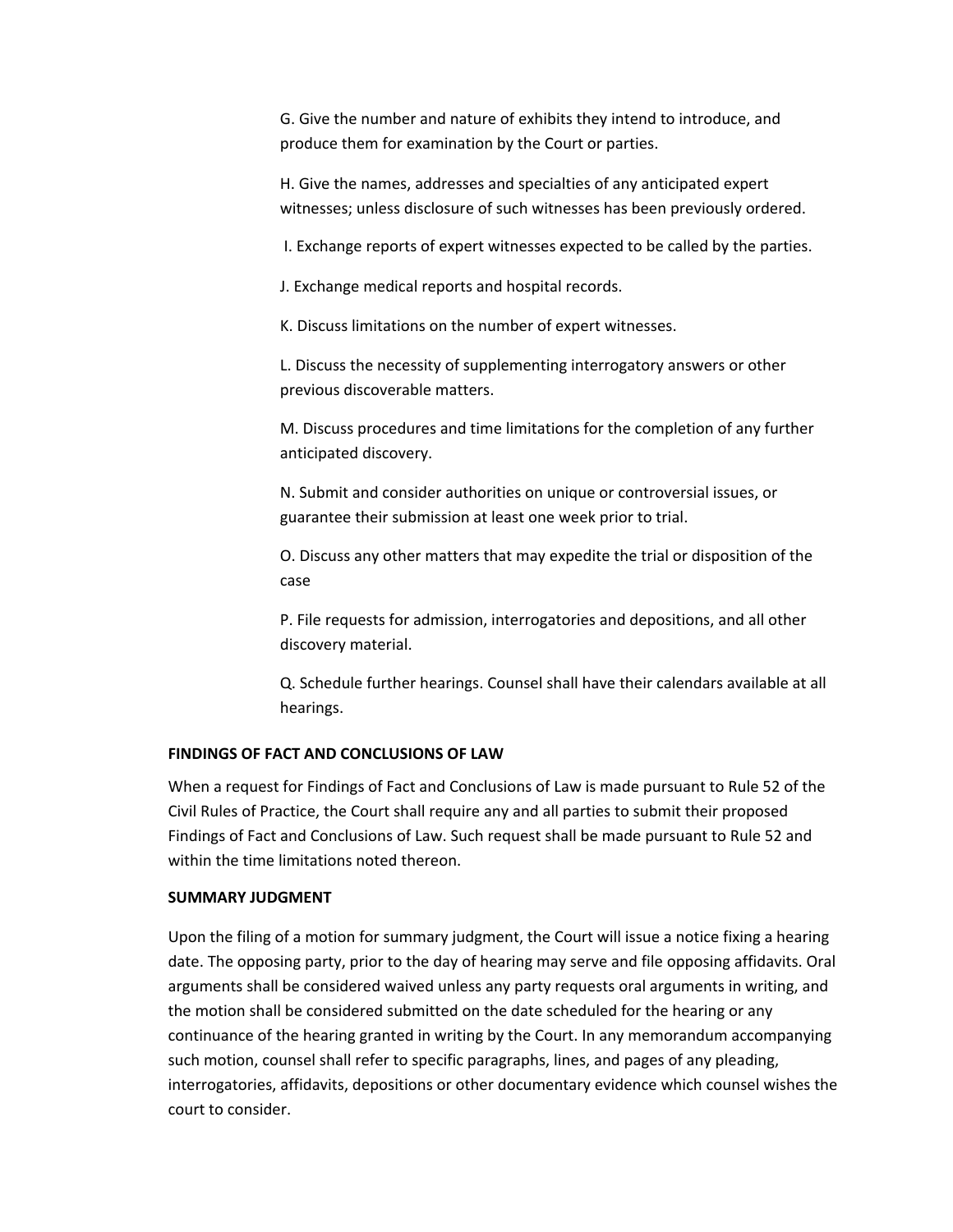G. Give the number and nature of exhibits they intend to introduce, and produce them for examination by the Court or parties.

H. Give the names, addresses and specialties of any anticipated expert witnesses; unless disclosure of such witnesses has been previously ordered.

I. Exchange reports of expert witnesses expected to be called by the parties.

J. Exchange medical reports and hospital records.

K. Discuss limitations on the number of expert witnesses.

L. Discuss the necessity of supplementing interrogatory answers or other previous discoverable matters.

M. Discuss procedures and time limitations for the completion of any further anticipated discovery.

N. Submit and consider authorities on unique or controversial issues, or guarantee their submission at least one week prior to trial.

O. Discuss any other matters that may expedite the trial or disposition of the case

P. File requests for admission, interrogatories and depositions, and all other discovery material.

Q. Schedule further hearings. Counsel shall have their calendars available at all hearings.

**FINDINGS OF FACT AND CONCLUSIONS OF LAW**

When a request for Findings of Fact and Conclusions of Law is made pursuant to Rule 52 of the Civil Rules of Practice, the Court shall require any and all parties to submit their proposed Findings of Fact and Conclusions of Law. Such request shall be made pursuant to Rule 52 and within the time limitations noted thereon.

**SUMMARY JUDGMENT**

Upon the filing of a motion for summary judgment, the Court will issue a notice fixing a hearing date. The opposing party, prior to the day of hearing may serve and file opposing affidavits. Oral arguments shall be considered waived unless any party requests oral arguments in writing, and the motion shall be considered submitted on the date scheduled for the hearing or any continuance of the hearing granted in writing by the Court. In any memorandum accompanying such motion, counsel shall refer to specific paragraphs, lines, and pages of any pleading, interrogatories, affidavits, depositions or other documentary evidence which counsel wishes the court to consider.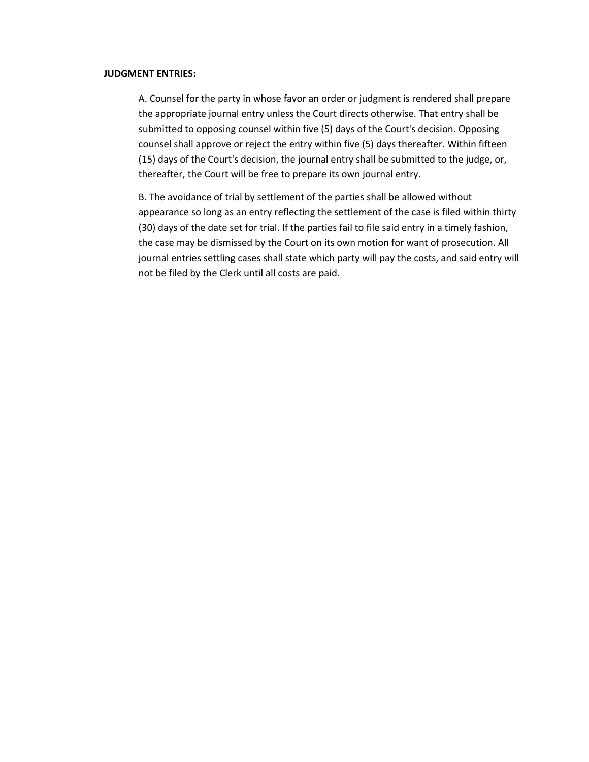**JUDGMENT ENTRIES:**

A. Counsel for the party in whose favor an order or judgment is rendered shall prepare the appropriate journal entry unless the Court directs otherwise. That entry shall be submitted to opposing counsel within five (5) days of the Court's decision. Opposing counsel shall approve or reject the entry within five (5) days thereafter. Within fifteen (15) days of the Court's decision, the journal entry shall be submitted to the judge, or, thereafter, the Court will be free to prepare its own journal entry.

B. The avoidance of trial by settlement of the parties shall be allowed without appearance so long as an entry reflecting the settlement of the case is filed within thirty (30) days of the date set for trial. If the parties fail to file said entry in a timely fashion, the case may be dismissed by the Court on its own motion for want of prosecution. All journal entries settling cases shall state which party will pay the costs, and said entry will not be filed by the Clerk until all costs are paid.